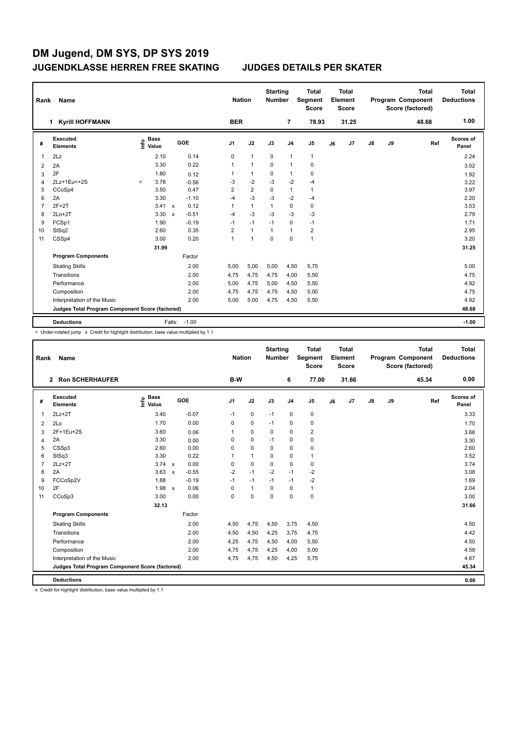# DM Jugend, DM SYS, DP SYS 2019

## JUGENDKLASSE HERREN FREE SKATING     JUDGES DETAILS PER SKATER

| Rank | Name | Nation | Starting Number | Total Segment Score | Total Element Score | Total Program Component Score (factored) | Total Deductions |
|---|---|---|---|---|---|---|---|
| 1 | Kyrill HOFFMANN | BER | 7 | 78.93 | 31.25 | 48.68 | 1.00 |

| # | Executed Elements | Info | Base Value | | GOE | J1 | J2 | J3 | J4 | J5 | J6 | J7 | J8 | J9 | Ref | Scores of Panel |
|---|---|---|---|---|---|---|---|---|---|---|---|---|---|---|---|---|
| 1 | 2Lz | | 2.10 | | 0.14 | 0 | 1 | 0 | 1 | 1 | | | | | | 2.24 |
| 2 | 2A | | 3.30 | | 0.22 | 1 | 1 | 0 | 1 | 0 | | | | | | 3.52 |
| 3 | 2F | | 1.80 | | 0.12 | 1 | 1 | 0 | 1 | 0 | | | | | | 1.92 |
| 4 | 2Lz+1Eu<+2S | < | 3.78 | | -0.56 | -3 | -2 | -3 | -2 | -4 | | | | | | 3.22 |
| 5 | CCoSp4 | | 3.50 | | 0.47 | 2 | 2 | 0 | 1 | 1 | | | | | | 3.97 |
| 6 | 2A | | 3.30 | | -1.10 | -4 | -3 | -3 | -2 | -4 | | | | | | 2.20 |
| 7 | 2F+2T | | 3.41 | x | 0.12 | 1 | 1 | 1 | 0 | 0 | | | | | | 3.53 |
| 8 | 2Lo+2T | | 3.30 | x | -0.51 | -4 | -3 | -3 | -3 | -3 | | | | | | 2.79 |
| 9 | FCSp1 | | 1.90 | | -0.19 | -1 | -1 | -1 | 0 | -1 | | | | | | 1.71 |
| 10 | StSq2 | | 2.60 | | 0.35 | 2 | 1 | 1 | 1 | 2 | | | | | | 2.95 |
| 11 | CSSp4 | | 3.00 | | 0.20 | 1 | 1 | 0 | 0 | 1 | | | | | | 3.20 |
| | | | 31.99 | | | | | | | | | | | | | 31.25 |
| | **Program Components** | | | | Factor | | | | | | | | | | | |
| | Skating Skills | | | | 2.00 | 5,00 | 5,00 | 5,00 | 4,50 | 5,75 | | | | | | 5.00 |
| | Transitions | | | | 2.00 | 4,75 | 4,75 | 4,75 | 4,00 | 5,50 | | | | | | 4.75 |
| | Performance | | | | 2.00 | 5,00 | 4,75 | 5,00 | 4,50 | 5,50 | | | | | | 4.92 |
| | Composition | | | | 2.00 | 4,75 | 4,75 | 4,75 | 4,50 | 5,00 | | | | | | 4.75 |
| | Interpretation of the Music | | | | 2.00 | 5,00 | 5,00 | 4,75 | 4,50 | 5,50 | | | | | | 4.92 |
| | **Judges Total Program Component Score (factored)** | | | | | | | | | | | | | | | 48.68 |
| | **Deductions** | | | Falls: | -1.00 | | | | | | | | | | | -1.00 |

< Under-rotated jump   x Credit for highlight distribution, base value multiplied by 1.1

| Rank | Name | Nation | Starting Number | Total Segment Score | Total Element Score | Total Program Component Score (factored) | Total Deductions |
|---|---|---|---|---|---|---|---|
| 2 | Ron SCHERHAUFER | B-W | 6 | 77.00 | 31.66 | 45.34 | 0.00 |

| # | Executed Elements | Info | Base Value | | GOE | J1 | J2 | J3 | J4 | J5 | J6 | J7 | J8 | J9 | Ref | Scores of Panel |
|---|---|---|---|---|---|---|---|---|---|---|---|---|---|---|---|---|
| 1 | 2Lz+2T | | 3.40 | | -0.07 | -1 | 0 | -1 | 0 | 0 | | | | | | 3.33 |
| 2 | 2Lo | | 1.70 | | 0.00 | 0 | 0 | -1 | 0 | 0 | | | | | | 1.70 |
| 3 | 2F+1Eu+2S | | 3.60 | | 0.06 | 1 | 0 | 0 | 0 | 2 | | | | | | 3.66 |
| 4 | 2A | | 3.30 | | 0.00 | 0 | 0 | -1 | 0 | 0 | | | | | | 3.30 |
| 5 | CSSp3 | | 2.60 | | 0.00 | 0 | 0 | 0 | 0 | 0 | | | | | | 2.60 |
| 6 | StSq3 | | 3.30 | | 0.22 | 1 | 1 | 0 | 0 | 1 | | | | | | 3.52 |
| 7 | 2Lz+2T | | 3.74 | x | 0.00 | 0 | 0 | 0 | 0 | 0 | | | | | | 3.74 |
| 8 | 2A | | 3.63 | x | -0.55 | -2 | -1 | -2 | -1 | -2 | | | | | | 3.08 |
| 9 | FCCoSp2V | | 1.88 | | -0.19 | -1 | -1 | -1 | -1 | -2 | | | | | | 1.69 |
| 10 | 2F | | 1.98 | x | 0.06 | 0 | 1 | 0 | 0 | 1 | | | | | | 2.04 |
| 11 | CCoSp3 | | 3.00 | | 0.00 | 0 | 0 | 0 | 0 | 0 | | | | | | 3.00 |
| | | | 32.13 | | | | | | | | | | | | | 31.66 |
| | **Program Components** | | | | Factor | | | | | | | | | | | |
| | Skating Skills | | | | 2.00 | 4,50 | 4,75 | 4,50 | 3,75 | 4,50 | | | | | | 4.50 |
| | Transitions | | | | 2.00 | 4,50 | 4,50 | 4,25 | 3,75 | 4,75 | | | | | | 4.42 |
| | Performance | | | | 2.00 | 4,25 | 4,75 | 4,50 | 4,00 | 5,50 | | | | | | 4.50 |
| | Composition | | | | 2.00 | 4,75 | 4,75 | 4,25 | 4,00 | 5,00 | | | | | | 4.58 |
| | Interpretation of the Music | | | | 2.00 | 4,75 | 4,75 | 4,50 | 4,25 | 5,75 | | | | | | 4.67 |
| | **Judges Total Program Component Score (factored)** | | | | | | | | | | | | | | | 45.34 |
| | **Deductions** | | | | | | | | | | | | | | | 0.00 |

x Credit for highlight distribution, base value multiplied by 1.1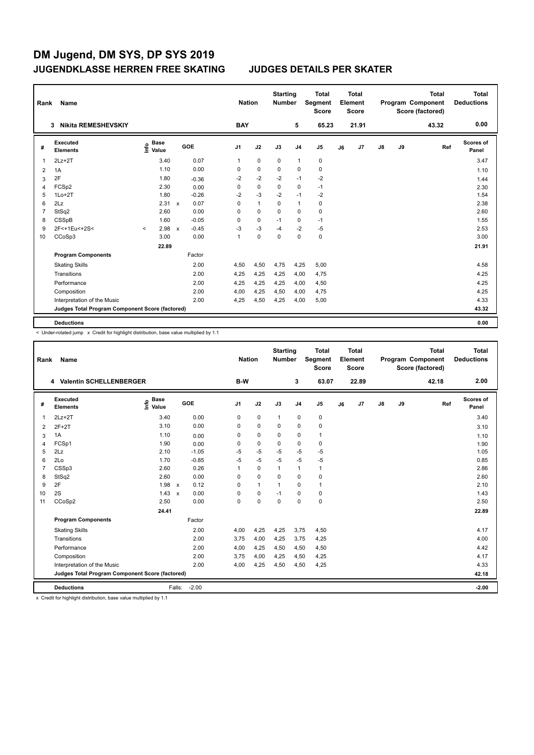# DM Jugend, DM SYS, DP SYS 2019

## JUGENDKLASSE HERREN FREE SKATING JUDGES DETAILS PER SKATER

| Rank | Name | Nation | Starting Number | Total Segment Score | Total Element Score | Total Program Component Score (factored) | Total Deductions |
|---|---|---|---|---|---|---|---|
| 3 | Nikita REMESHEVSKIY | BAY | 5 | 65.23 | 21.91 | 43.32 | 0.00 |

| # | Executed Elements | Info | Base Value | | GOE | J1 | J2 | J3 | J4 | J5 | J6 | J7 | J8 | J9 | Ref | Scores of Panel |
|---|---|---|---|---|---|---|---|---|---|---|---|---|---|---|---|---|
| 1 | 2Lz+2T | | 3.40 | | 0.07 | 1 | 0 | 0 | 1 | 0 | | | | | | 3.47 |
| 2 | 1A | | 1.10 | | 0.00 | 0 | 0 | 0 | 0 | 0 | | | | | | 1.10 |
| 3 | 2F | | 1.80 | | -0.36 | -2 | -2 | -2 | -1 | -2 | | | | | | 1.44 |
| 4 | FCSp2 | | 2.30 | | 0.00 | 0 | 0 | 0 | 0 | -1 | | | | | | 2.30 |
| 5 | 1Lo+2T | | 1.80 | | -0.26 | -2 | -3 | -2 | -1 | -2 | | | | | | 1.54 |
| 6 | 2Lz | | 2.31 | x | 0.07 | 0 | 1 | 0 | 1 | 0 | | | | | | 2.38 |
| 7 | StSq2 | | 2.60 | | 0.00 | 0 | 0 | 0 | 0 | 0 | | | | | | 2.60 |
| 8 | CSSpB | | 1.60 | | -0.05 | 0 | 0 | -1 | 0 | -1 | | | | | | 1.55 |
| 9 | 2F<+1Eu<+2S< | < | 2.98 | x | -0.45 | -3 | -3 | -4 | -2 | -5 | | | | | | 2.53 |
| 10 | CCoSp3 | | 3.00 | | 0.00 | 1 | 0 | 0 | 0 | 0 | | | | | | 3.00 |
| | | | 22.89 | | | | | | | | | | | | | 21.91 |
| | **Program Components** | | | | Factor | | | | | | | | | | | |
| | Skating Skills | | | | 2.00 | 4,50 | 4,50 | 4,75 | 4,25 | 5,00 | | | | | | 4.58 |
| | Transitions | | | | 2.00 | 4,25 | 4,25 | 4,25 | 4,00 | 4,75 | | | | | | 4.25 |
| | Performance | | | | 2.00 | 4,25 | 4,25 | 4,25 | 4,00 | 4,50 | | | | | | 4.25 |
| | Composition | | | | 2.00 | 4,00 | 4,25 | 4,50 | 4,00 | 4,75 | | | | | | 4.25 |
| | Interpretation of the Music | | | | 2.00 | 4,25 | 4,50 | 4,25 | 4,00 | 5,00 | | | | | | 4.33 |
| | **Judges Total Program Component Score (factored)** | | | | | | | | | | | | | | | 43.32 |
| | **Deductions** | | | | | | | | | | | | | | | 0.00 |

< Under-rotated jump x Credit for highlight distribution, base value multiplied by 1.1

| Rank | Name | Nation | Starting Number | Total Segment Score | Total Element Score | Total Program Component Score (factored) | Total Deductions |
|---|---|---|---|---|---|---|---|
| 4 | Valentin SCHELLENBERGER | B-W | 3 | 63.07 | 22.89 | 42.18 | 2.00 |

| # | Executed Elements | Info | Base Value | | GOE | J1 | J2 | J3 | J4 | J5 | J6 | J7 | J8 | J9 | Ref | Scores of Panel |
|---|---|---|---|---|---|---|---|---|---|---|---|---|---|---|---|---|
| 1 | 2Lz+2T | | 3.40 | | 0.00 | 0 | 0 | 1 | 0 | 0 | | | | | | 3.40 |
| 2 | 2F+2T | | 3.10 | | 0.00 | 0 | 0 | 0 | 0 | 0 | | | | | | 3.10 |
| 3 | 1A | | 1.10 | | 0.00 | 0 | 0 | 0 | 0 | 1 | | | | | | 1.10 |
| 4 | FCSp1 | | 1.90 | | 0.00 | 0 | 0 | 0 | 0 | 0 | | | | | | 1.90 |
| 5 | 2Lz | | 2.10 | | -1.05 | -5 | -5 | -5 | -5 | -5 | | | | | | 1.05 |
| 6 | 2Lo | | 1.70 | | -0.85 | -5 | -5 | -5 | -5 | -5 | | | | | | 0.85 |
| 7 | CSSp3 | | 2.60 | | 0.26 | 1 | 0 | 1 | 1 | 1 | | | | | | 2.86 |
| 8 | StSq2 | | 2.60 | | 0.00 | 0 | 0 | 0 | 0 | 0 | | | | | | 2.60 |
| 9 | 2F | | 1.98 | x | 0.12 | 0 | 1 | 1 | 0 | 1 | | | | | | 2.10 |
| 10 | 2S | | 1.43 | x | 0.00 | 0 | 0 | -1 | 0 | 0 | | | | | | 1.43 |
| 11 | CCoSp2 | | 2.50 | | 0.00 | 0 | 0 | 0 | 0 | 0 | | | | | | 2.50 |
| | | | 24.41 | | | | | | | | | | | | | 22.89 |
| | **Program Components** | | | | Factor | | | | | | | | | | | |
| | Skating Skills | | | | 2.00 | 4,00 | 4,25 | 4,25 | 3,75 | 4,50 | | | | | | 4.17 |
| | Transitions | | | | 2.00 | 3,75 | 4,00 | 4,25 | 3,75 | 4,25 | | | | | | 4.00 |
| | Performance | | | | 2.00 | 4,00 | 4,25 | 4,50 | 4,50 | 4,50 | | | | | | 4.42 |
| | Composition | | | | 2.00 | 3,75 | 4,00 | 4,25 | 4,50 | 4,25 | | | | | | 4.17 |
| | Interpretation of the Music | | | | 2.00 | 4,00 | 4,25 | 4,50 | 4,50 | 4,25 | | | | | | 4.33 |
| | **Judges Total Program Component Score (factored)** | | | | | | | | | | | | | | | 42.18 |
| | **Deductions** | | Falls: | | -2.00 | | | | | | | | | | | -2.00 |

x Credit for highlight distribution, base value multiplied by 1.1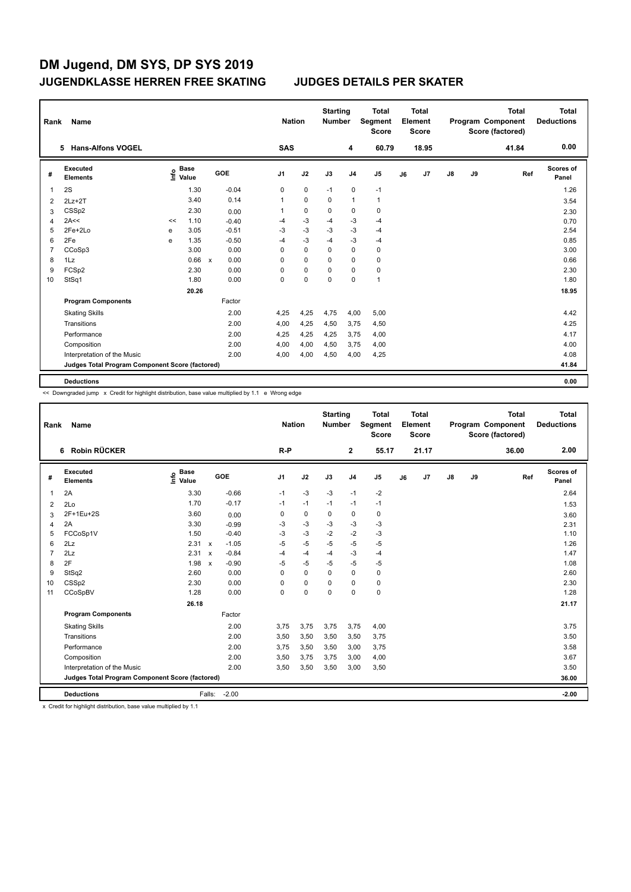# DM Jugend, DM SYS, DP SYS 2019

## JUGENDKLASSE HERREN FREE SKATING — JUDGES DETAILS PER SKATER

| Rank | Name | Nation | Starting Number | Total Segment Score | Total Element Score | Total Program Component Score (factored) | Total Deductions |
|---|---|---|---|---|---|---|---|
| 5 | Hans-Alfons VOGEL | SAS | 4 | 60.79 | 18.95 | 41.84 | 0.00 |

| # | Executed Elements | Info | Base Value | | GOE | J1 | J2 | J3 | J4 | J5 | J6 | J7 | J8 | J9 | Ref | Scores of Panel |
|---|---|---|---|---|---|---|---|---|---|---|---|---|---|---|---|---|
| 1 | 2S | | 1.30 | | -0.04 | 0 | 0 | -1 | 0 | -1 | | | | | | 1.26 |
| 2 | 2Lz+2T | | 3.40 | | 0.14 | 1 | 0 | 0 | 1 | 1 | | | | | | 3.54 |
| 3 | CSSp2 | | 2.30 | | 0.00 | 1 | 0 | 0 | 0 | 0 | | | | | | 2.30 |
| 4 | 2A<< | << | 1.10 | | -0.40 | -4 | -3 | -4 | -3 | -4 | | | | | | 0.70 |
| 5 | 2Fe+2Lo | e | 3.05 | | -0.51 | -3 | -3 | -3 | -3 | -4 | | | | | | 2.54 |
| 6 | 2Fe | e | 1.35 | | -0.50 | -4 | -3 | -4 | -3 | -4 | | | | | | 0.85 |
| 7 | CCoSp3 | | 3.00 | | 0.00 | 0 | 0 | 0 | 0 | 0 | | | | | | 3.00 |
| 8 | 1Lz | | 0.66 | x | 0.00 | 0 | 0 | 0 | 0 | 0 | | | | | | 0.66 |
| 9 | FCSp2 | | 2.30 | | 0.00 | 0 | 0 | 0 | 0 | 0 | | | | | | 2.30 |
| 10 | StSq1 | | 1.80 | | 0.00 | 0 | 0 | 0 | 0 | 1 | | | | | | 1.80 |
| | | | 20.26 | | | | | | | | | | | | | 18.95 |
| | **Program Components** | | | | Factor | | | | | | | | | | | |
| | Skating Skills | | | | 2.00 | 4,25 | 4,25 | 4,75 | 4,00 | 5,00 | | | | | | 4.42 |
| | Transitions | | | | 2.00 | 4,00 | 4,25 | 4,50 | 3,75 | 4,50 | | | | | | 4.25 |
| | Performance | | | | 2.00 | 4,25 | 4,25 | 4,25 | 3,75 | 4,00 | | | | | | 4.17 |
| | Composition | | | | 2.00 | 4,00 | 4,00 | 4,50 | 3,75 | 4,00 | | | | | | 4.00 |
| | Interpretation of the Music | | | | 2.00 | 4,00 | 4,00 | 4,50 | 4,00 | 4,25 | | | | | | 4.08 |
| | **Judges Total Program Component Score (factored)** | | | | | | | | | | | | | | | 41.84 |
| | **Deductions** | | | | | | | | | | | | | | | 0.00 |

<< Downgraded jump x Credit for highlight distribution, base value multiplied by 1.1 e Wrong edge

| Rank | Name | Nation | Starting Number | Total Segment Score | Total Element Score | Total Program Component Score (factored) | Total Deductions |
|---|---|---|---|---|---|---|---|
| 6 | Robin RÜCKER | R-P | 2 | 55.17 | 21.17 | 36.00 | 2.00 |

| # | Executed Elements | Info | Base Value | | GOE | J1 | J2 | J3 | J4 | J5 | J6 | J7 | J8 | J9 | Ref | Scores of Panel |
|---|---|---|---|---|---|---|---|---|---|---|---|---|---|---|---|---|
| 1 | 2A | | 3.30 | | -0.66 | -1 | -3 | -3 | -1 | -2 | | | | | | 2.64 |
| 2 | 2Lo | | 1.70 | | -0.17 | -1 | -1 | -1 | -1 | -1 | | | | | | 1.53 |
| 3 | 2F+1Eu+2S | | 3.60 | | 0.00 | 0 | 0 | 0 | 0 | 0 | | | | | | 3.60 |
| 4 | 2A | | 3.30 | | -0.99 | -3 | -3 | -3 | -3 | -3 | | | | | | 2.31 |
| 5 | FCCoSp1V | | 1.50 | | -0.40 | -3 | -3 | -2 | -2 | -3 | | | | | | 1.10 |
| 6 | 2Lz | | 2.31 | x | -1.05 | -5 | -5 | -5 | -5 | -5 | | | | | | 1.26 |
| 7 | 2Lz | | 2.31 | x | -0.84 | -4 | -4 | -4 | -3 | -4 | | | | | | 1.47 |
| 8 | 2F | | 1.98 | x | -0.90 | -5 | -5 | -5 | -5 | -5 | | | | | | 1.08 |
| 9 | StSq2 | | 2.60 | | 0.00 | 0 | 0 | 0 | 0 | 0 | | | | | | 2.60 |
| 10 | CSSp2 | | 2.30 | | 0.00 | 0 | 0 | 0 | 0 | 0 | | | | | | 2.30 |
| 11 | CCoSpBV | | 1.28 | | 0.00 | 0 | 0 | 0 | 0 | 0 | | | | | | 1.28 |
| | | | 26.18 | | | | | | | | | | | | | 21.17 |
| | **Program Components** | | | | Factor | | | | | | | | | | | |
| | Skating Skills | | | | 2.00 | 3,75 | 3,75 | 3,75 | 3,75 | 4,00 | | | | | | 3.75 |
| | Transitions | | | | 2.00 | 3,50 | 3,50 | 3,50 | 3,50 | 3,75 | | | | | | 3.50 |
| | Performance | | | | 2.00 | 3,75 | 3,50 | 3,50 | 3,00 | 3,75 | | | | | | 3.58 |
| | Composition | | | | 2.00 | 3,50 | 3,75 | 3,75 | 3,00 | 4,00 | | | | | | 3.67 |
| | Interpretation of the Music | | | | 2.00 | 3,50 | 3,50 | 3,50 | 3,00 | 3,50 | | | | | | 3.50 |
| | **Judges Total Program Component Score (factored)** | | | | | | | | | | | | | | | 36.00 |
| | **Deductions** | | Falls: | | -2.00 | | | | | | | | | | | -2.00 |

x Credit for highlight distribution, base value multiplied by 1.1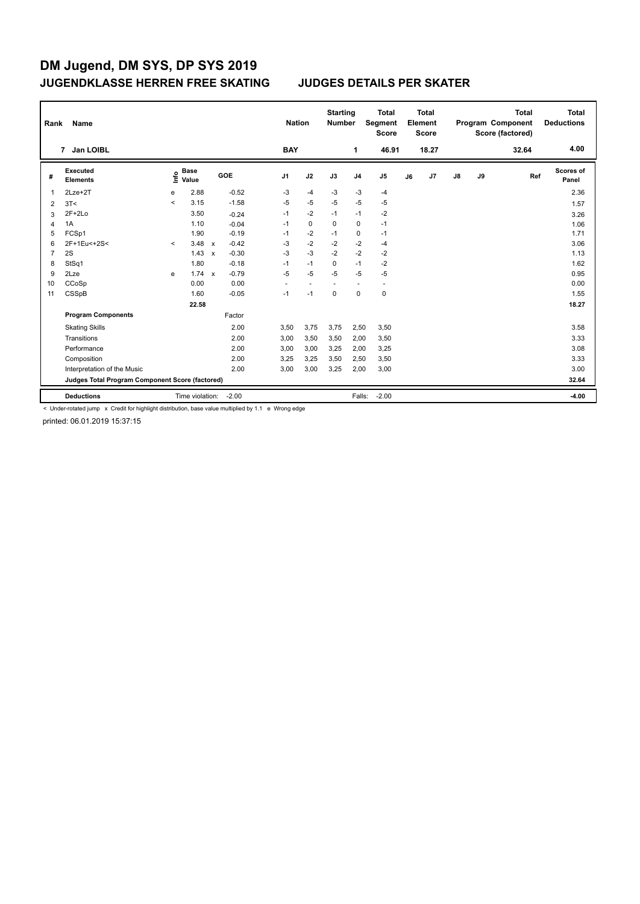# DM Jugend, DM SYS, DP SYS 2019

## JUGENDKLASSE HERREN FREE SKATING — JUDGES DETAILS PER SKATER

| Rank | Name | Nation | Starting Number | Total Segment Score | Total Element Score | Total Program Component Score (factored) | Total Deductions |
|---|---|---|---|---|---|---|---|
| 7 | Jan LOIBL | BAY | 1 | 46.91 | 18.27 | 32.64 | 4.00 |

| # | Executed Elements | Info | Base Value | | GOE | J1 | J2 | J3 | J4 | J5 | J6 | J7 | J8 | J9 | Ref | Scores of Panel |
|---|---|---|---|---|---|---|---|---|---|---|---|---|---|---|---|---|
| 1 | 2Lze+2T | e | 2.88 | | -0.52 | -3 | -4 | -3 | -3 | -4 | | | | | | 2.36 |
| 2 | 3T< | < | 3.15 | | -1.58 | -5 | -5 | -5 | -5 | -5 | | | | | | 1.57 |
| 3 | 2F+2Lo | | 3.50 | | -0.24 | -1 | -2 | -1 | -1 | -2 | | | | | | 3.26 |
| 4 | 1A | | 1.10 | | -0.04 | -1 | 0 | 0 | 0 | -1 | | | | | | 1.06 |
| 5 | FCSp1 | | 1.90 | | -0.19 | -1 | -2 | -1 | 0 | -1 | | | | | | 1.71 |
| 6 | 2F+1Eu<+2S< | < | 3.48 | x | -0.42 | -3 | -2 | -2 | -2 | -4 | | | | | | 3.06 |
| 7 | 2S | | 1.43 | x | -0.30 | -3 | -3 | -2 | -2 | -2 | | | | | | 1.13 |
| 8 | StSq1 | | 1.80 | | -0.18 | -1 | -1 | 0 | -1 | -2 | | | | | | 1.62 |
| 9 | 2Lze | e | 1.74 | x | -0.79 | -5 | -5 | -5 | -5 | -5 | | | | | | 0.95 |
| 10 | CCoSp | | 0.00 | | 0.00 | - | - | - | - | - | | | | | | 0.00 |
| 11 | CSSpB | | 1.60 | | -0.05 | -1 | -1 | 0 | 0 | 0 | | | | | | 1.55 |
| | | | 22.58 | | | | | | | | | | | | | 18.27 |

| Program Components | Factor | J1 | J2 | J3 | J4 | J5 | J6 | J7 | J8 | J9 | Scores of Panel |
|---|---|---|---|---|---|---|---|---|---|---|---|
| Skating Skills | 2.00 | 3,50 | 3,75 | 3,75 | 2,50 | 3,50 | | | | | 3.58 |
| Transitions | 2.00 | 3,00 | 3,50 | 3,50 | 2,00 | 3,50 | | | | | 3.33 |
| Performance | 2.00 | 3,00 | 3,00 | 3,25 | 2,00 | 3,25 | | | | | 3.08 |
| Composition | 2.00 | 3,25 | 3,25 | 3,50 | 2,50 | 3,50 | | | | | 3.33 |
| Interpretation of the Music | 2.00 | 3,00 | 3,00 | 3,25 | 2,00 | 3,00 | | | | | 3.00 |
| Judges Total Program Component Score (factored) | | | | | | | | | | | 32.64 |

| Deductions | | | | |
|---|---|---|---|---|
| Deductions | Time violation: -2.00 | Falls: -2.00 | | -4.00 |

< Under-rotated jump x Credit for highlight distribution, base value multiplied by 1.1 e Wrong edge

printed: 06.01.2019 15:37:15